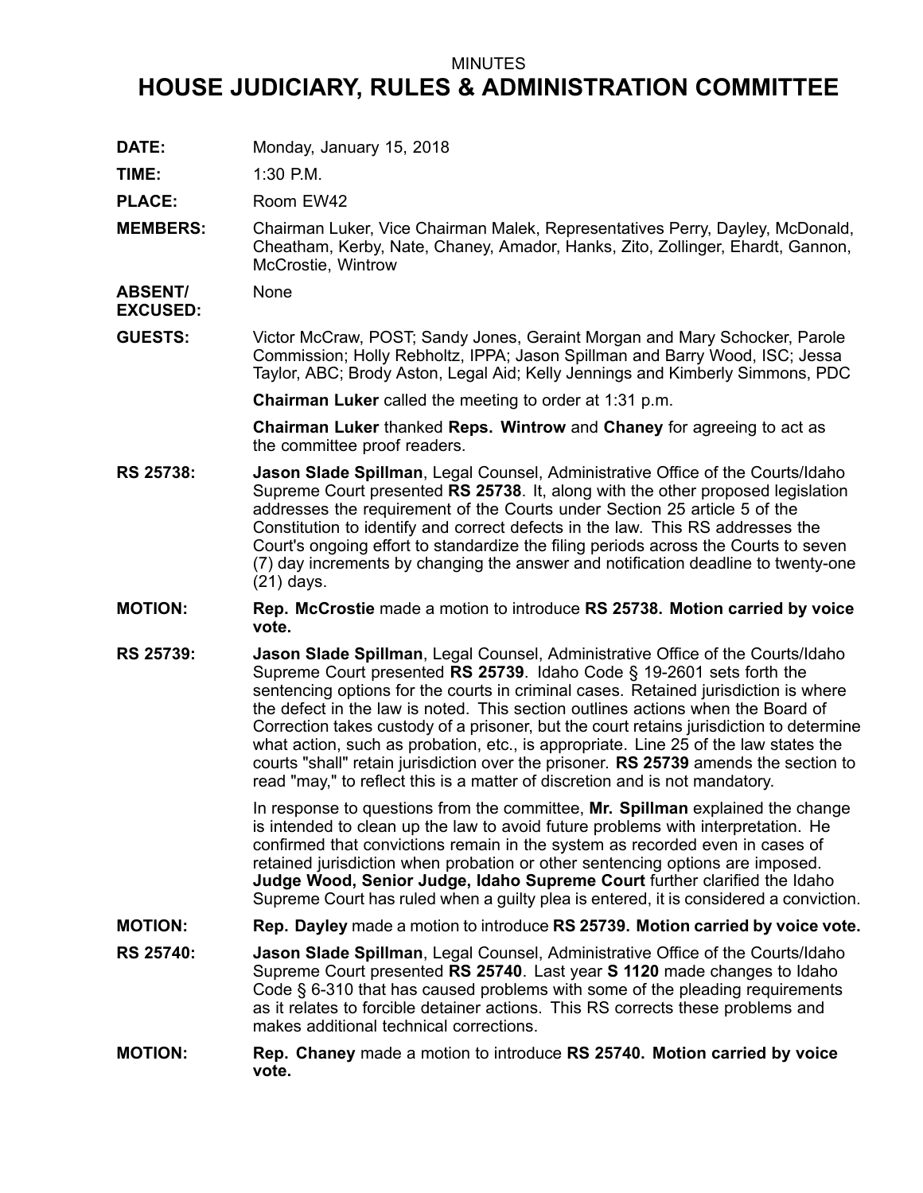MINUTES

# HOUSE JUDICIARY, RULES & ADMINISTRATION COMMITTEE

**DATE:** Monday, January 15, 2018

**TIME:** 1:30 P.M.

**PLACE:** Room EW42

**MEMBERS:** Chairman Luker, Vice Chairman Malek, Representatives Perry, Dayley, McDonald, Cheatham, Kerby, Nate, Chaney, Amador, Hanks, Zito, Zollinger, Ehardt, Gannon, McCrostie, Wintrow

**ABSENT/ EXCUSED:** None

**GUESTS:** Victor McCraw, POST; Sandy Jones, Geraint Morgan and Mary Schocker, Parole Commission; Holly Rebholtz, IPPA; Jason Spillman and Barry Wood, ISC; Jessa Taylor, ABC; Brody Aston, Legal Aid; Kelly Jennings and Kimberly Simmons, PDC

**Chairman Luker** called the meeting to order at 1:31 p.m.

**Chairman Luker** thanked **Reps. Wintrow** and **Chaney** for agreeing to act as the committee proof readers.

**RS 25738:** **Jason Slade Spillman**, Legal Counsel, Administrative Office of the Courts/Idaho Supreme Court presented **RS 25738**. It, along with the other proposed legislation addresses the requirement of the Courts under Section 25 article 5 of the Constitution to identify and correct defects in the law. This RS addresses the Court's ongoing effort to standardize the filing periods across the Courts to seven (7) day increments by changing the answer and notification deadline to twenty-one (21) days.

**MOTION:** **Rep. McCrostie** made a motion to introduce **RS 25738. Motion carried by voice vote.**

**RS 25739:** **Jason Slade Spillman**, Legal Counsel, Administrative Office of the Courts/Idaho Supreme Court presented **RS 25739**. Idaho Code § 19-2601 sets forth the sentencing options for the courts in criminal cases. Retained jurisdiction is where the defect in the law is noted. This section outlines actions when the Board of Correction takes custody of a prisoner, but the court retains jurisdiction to determine what action, such as probation, etc., is appropriate. Line 25 of the law states the courts "shall" retain jurisdiction over the prisoner. **RS 25739** amends the section to read "may," to reflect this is a matter of discretion and is not mandatory.

In response to questions from the committee, **Mr. Spillman** explained the change is intended to clean up the law to avoid future problems with interpretation. He confirmed that convictions remain in the system as recorded even in cases of retained jurisdiction when probation or other sentencing options are imposed. **Judge Wood, Senior Judge, Idaho Supreme Court** further clarified the Idaho Supreme Court has ruled when a guilty plea is entered, it is considered a conviction.

**MOTION:** **Rep. Dayley** made a motion to introduce **RS 25739. Motion carried by voice vote.**

**RS 25740:** **Jason Slade Spillman**, Legal Counsel, Administrative Office of the Courts/Idaho Supreme Court presented **RS 25740**. Last year **S 1120** made changes to Idaho Code § 6-310 that has caused problems with some of the pleading requirements as it relates to forcible detainer actions. This RS corrects these problems and makes additional technical corrections.

**MOTION:** **Rep. Chaney** made a motion to introduce **RS 25740. Motion carried by voice vote.**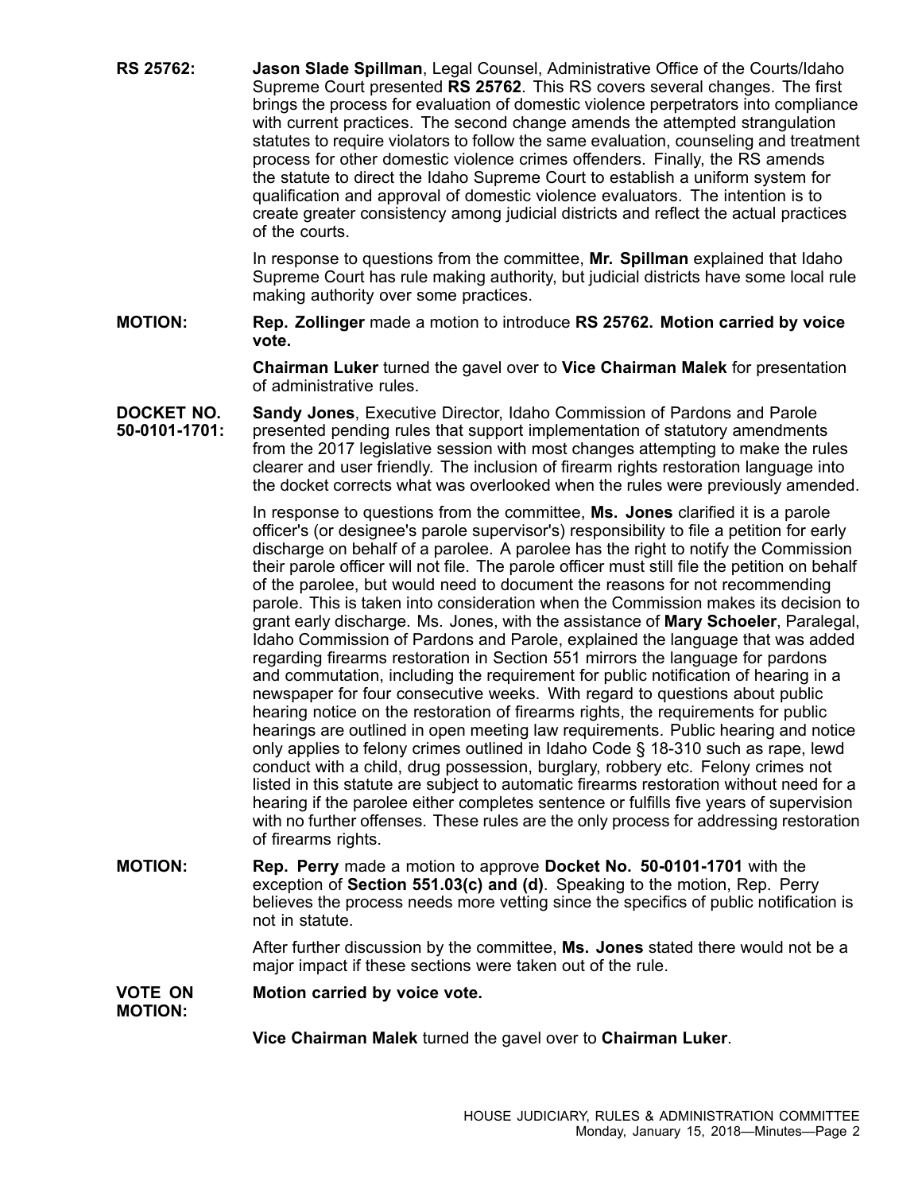**RS 25762:** **Jason Slade Spillman**, Legal Counsel, Administrative Office of the Courts/Idaho Supreme Court presented **RS 25762**. This RS covers several changes. The first brings the process for evaluation of domestic violence perpetrators into compliance with current practices. The second change amends the attempted strangulation statutes to require violators to follow the same evaluation, counseling and treatment process for other domestic violence crimes offenders. Finally, the RS amends the statute to direct the Idaho Supreme Court to establish a uniform system for qualification and approval of domestic violence evaluators. The intention is to create greater consistency among judicial districts and reflect the actual practices of the courts.

In response to questions from the committee, **Mr. Spillman** explained that Idaho Supreme Court has rule making authority, but judicial districts have some local rule making authority over some practices.

**MOTION:** **Rep. Zollinger** made a motion to introduce **RS 25762. Motion carried by voice vote.**

**Chairman Luker** turned the gavel over to **Vice Chairman Malek** for presentation of administrative rules.

**DOCKET NO. 50-0101-1701:** **Sandy Jones**, Executive Director, Idaho Commission of Pardons and Parole presented pending rules that support implementation of statutory amendments from the 2017 legislative session with most changes attempting to make the rules clearer and user friendly. The inclusion of firearm rights restoration language into the docket corrects what was overlooked when the rules were previously amended.

In response to questions from the committee, **Ms. Jones** clarified it is a parole officer's (or designee's parole supervisor's) responsibility to file a petition for early discharge on behalf of a parolee. A parolee has the right to notify the Commission their parole officer will not file. The parole officer must still file the petition on behalf of the parolee, but would need to document the reasons for not recommending parole. This is taken into consideration when the Commission makes its decision to grant early discharge. Ms. Jones, with the assistance of **Mary Schoeler**, Paralegal, Idaho Commission of Pardons and Parole, explained the language that was added regarding firearms restoration in Section 551 mirrors the language for pardons and commutation, including the requirement for public notification of hearing in a newspaper for four consecutive weeks. With regard to questions about public hearing notice on the restoration of firearms rights, the requirements for public hearings are outlined in open meeting law requirements. Public hearing and notice only applies to felony crimes outlined in Idaho Code § 18-310 such as rape, lewd conduct with a child, drug possession, burglary, robbery etc. Felony crimes not listed in this statute are subject to automatic firearms restoration without need for a hearing if the parolee either completes sentence or fulfills five years of supervision with no further offenses. These rules are the only process for addressing restoration of firearms rights.

**MOTION:** **Rep. Perry** made a motion to approve **Docket No. 50-0101-1701** with the exception of **Section 551.03(c) and (d)**. Speaking to the motion, Rep. Perry believes the process needs more vetting since the specifics of public notification is not in statute.

After further discussion by the committee, **Ms. Jones** stated there would not be a major impact if these sections were taken out of the rule.

**VOTE ON MOTION:** **Motion carried by voice vote.**

**Vice Chairman Malek** turned the gavel over to **Chairman Luker**.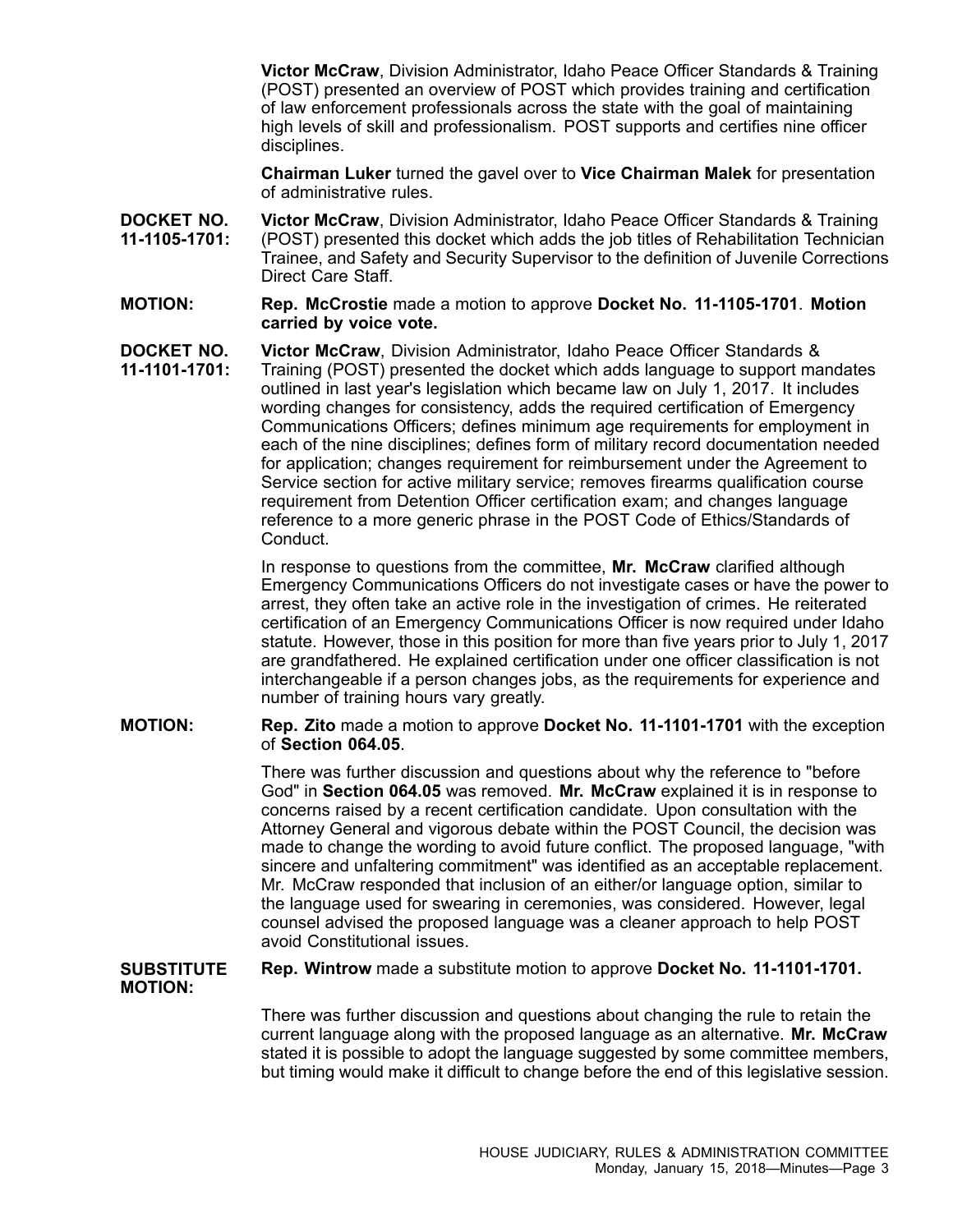**Victor McCraw**, Division Administrator, Idaho Peace Officer Standards & Training (POST) presented an overview of POST which provides training and certification of law enforcement professionals across the state with the goal of maintaining high levels of skill and professionalism. POST supports and certifies nine officer disciplines.

**Chairman Luker** turned the gavel over to **Vice Chairman Malek** for presentation of administrative rules.

**DOCKET NO. 11-1105-1701:** **Victor McCraw**, Division Administrator, Idaho Peace Officer Standards & Training (POST) presented this docket which adds the job titles of Rehabilitation Technician Trainee, and Safety and Security Supervisor to the definition of Juvenile Corrections Direct Care Staff.

**MOTION:** **Rep. McCrostie** made a motion to approve **Docket No. 11-1105-1701**. **Motion carried by voice vote.**

**DOCKET NO. 11-1101-1701:** **Victor McCraw**, Division Administrator, Idaho Peace Officer Standards & Training (POST) presented the docket which adds language to support mandates outlined in last year's legislation which became law on July 1, 2017. It includes wording changes for consistency, adds the required certification of Emergency Communications Officers; defines minimum age requirements for employment in each of the nine disciplines; defines form of military record documentation needed for application; changes requirement for reimbursement under the Agreement to Service section for active military service; removes firearms qualification course requirement from Detention Officer certification exam; and changes language reference to a more generic phrase in the POST Code of Ethics/Standards of Conduct.

In response to questions from the committee, **Mr. McCraw** clarified although Emergency Communications Officers do not investigate cases or have the power to arrest, they often take an active role in the investigation of crimes. He reiterated certification of an Emergency Communications Officer is now required under Idaho statute. However, those in this position for more than five years prior to July 1, 2017 are grandfathered. He explained certification under one officer classification is not interchangeable if a person changes jobs, as the requirements for experience and number of training hours vary greatly.

**MOTION:** **Rep. Zito** made a motion to approve **Docket No. 11-1101-1701** with the exception of **Section 064.05**.

There was further discussion and questions about why the reference to "before God" in **Section 064.05** was removed. **Mr. McCraw** explained it is in response to concerns raised by a recent certification candidate. Upon consultation with the Attorney General and vigorous debate within the POST Council, the decision was made to change the wording to avoid future conflict. The proposed language, "with sincere and unfaltering commitment" was identified as an acceptable replacement. Mr. McCraw responded that inclusion of an either/or language option, similar to the language used for swearing in ceremonies, was considered. However, legal counsel advised the proposed language was a cleaner approach to help POST avoid Constitutional issues.

**SUBSTITUTE MOTION:** **Rep. Wintrow** made a substitute motion to approve **Docket No. 11-1101-1701.**

There was further discussion and questions about changing the rule to retain the current language along with the proposed language as an alternative. **Mr. McCraw** stated it is possible to adopt the language suggested by some committee members, but timing would make it difficult to change before the end of this legislative session.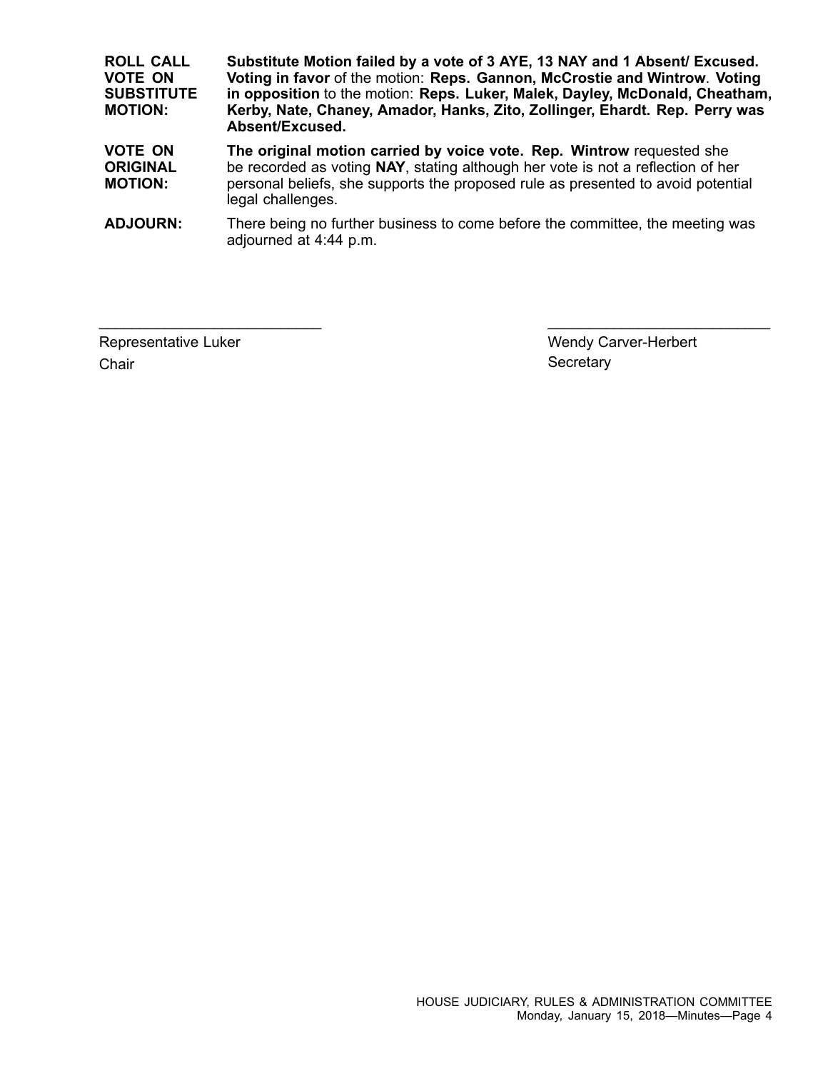**ROLL CALL VOTE ON SUBSTITUTE MOTION:** **Substitute Motion failed by a vote of 3 AYE, 13 NAY and 1 Absent/ Excused. Voting in favor** of the motion: **Reps. Gannon, McCrostie and Wintrow**. **Voting in opposition** to the motion: **Reps. Luker, Malek, Dayley, McDonald, Cheatham, Kerby, Nate, Chaney, Amador, Hanks, Zito, Zollinger, Ehardt. Rep. Perry was Absent/Excused.**

**VOTE ON ORIGINAL MOTION:** **The original motion carried by voice vote. Rep. Wintrow** requested she be recorded as voting **NAY**, stating although her vote is not a reflection of her personal beliefs, she supports the proposed rule as presented to avoid potential legal challenges.

**ADJOURN:** There being no further business to come before the committee, the meeting was adjourned at 4:44 p.m.

| | |
|---|---|
| ___________________________ | ___________________________ |
| Representative Luker | Wendy Carver-Herbert |
| Chair | Secretary |